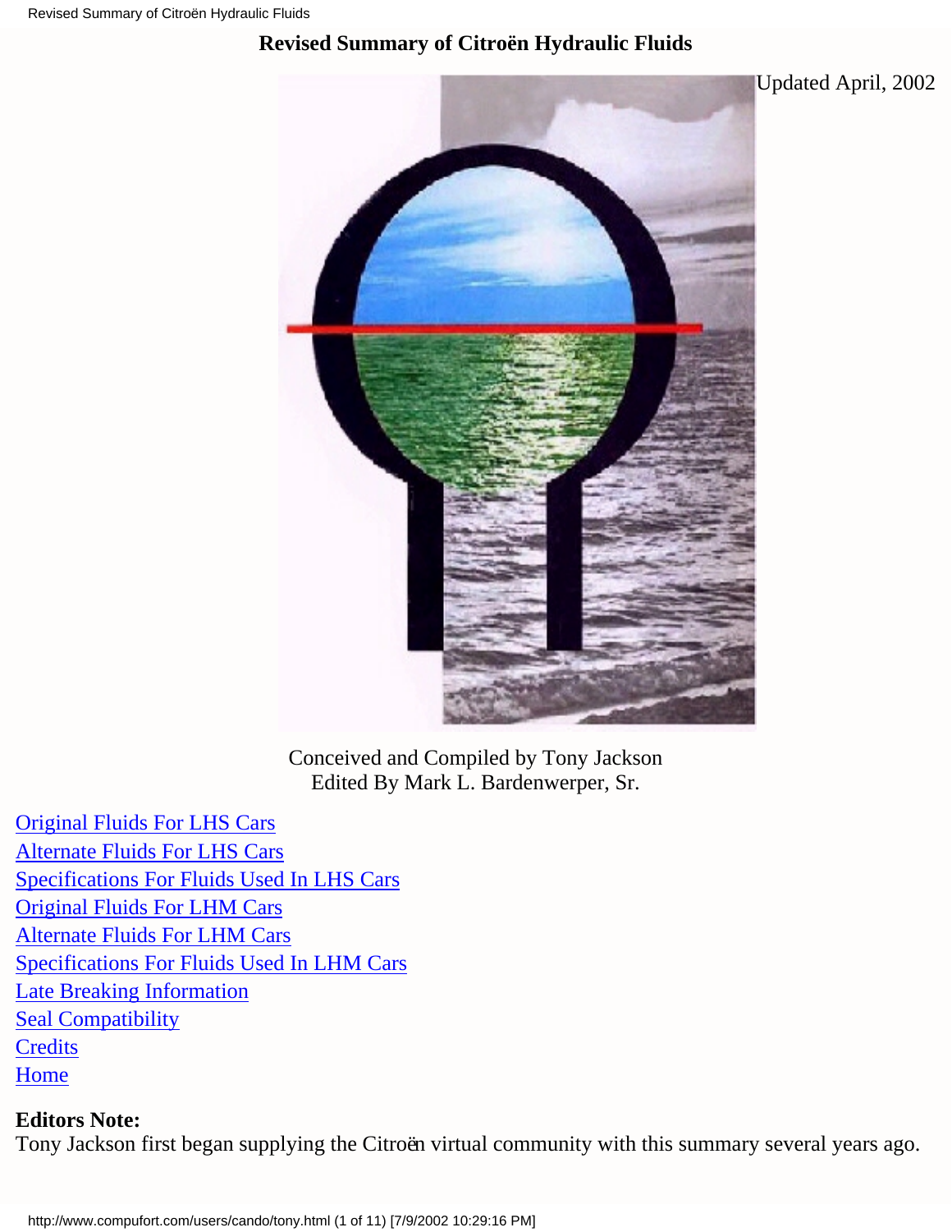# Revised Summary of Citroën Hydraulic Fluids

Updated April, 2002

Conceived and Compiled by Tony Jackson
Edited By Mark L. Bardenwerper, Sr.

- Original Fluids For LHS Cars
- Alternate Fluids For LHS Cars
- Specifications For Fluids Used In LHS Cars
- Original Fluids For LHM Cars
- Alternate Fluids For LHM Cars
- Specifications For Fluids Used In LHM Cars
- Late Breaking Information
- Seal Compatibility
- Credits
- Home

**Editors Note:**
Tony Jackson first began supplying the Citroën virtual community with this summary several years ago.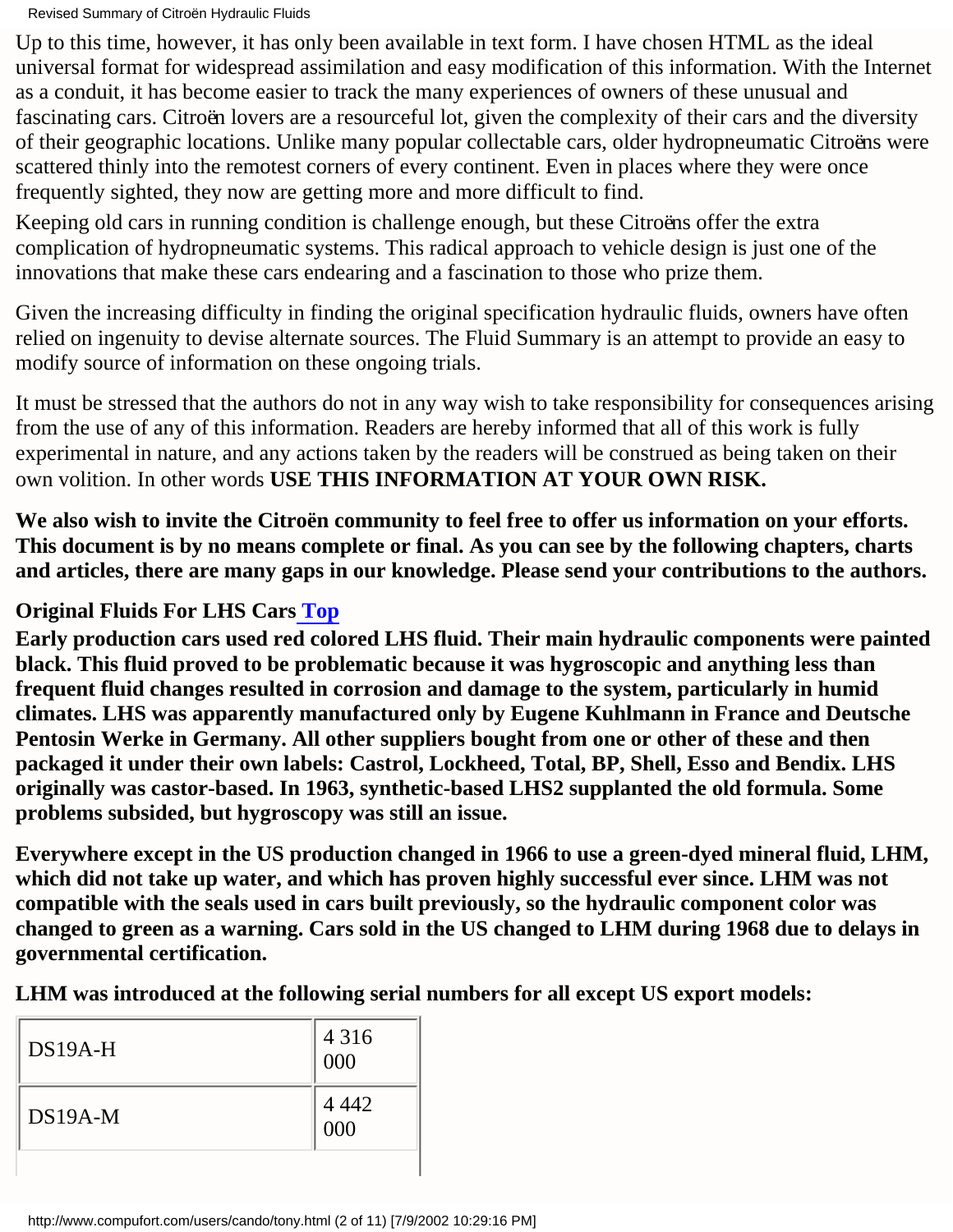Up to this time, however, it has only been available in text form. I have chosen HTML as the ideal universal format for widespread assimilation and easy modification of this information. With the Internet as a conduit, it has become easier to track the many experiences of owners of these unusual and fascinating cars. Citroën lovers are a resourceful lot, given the complexity of their cars and the diversity of their geographic locations. Unlike many popular collectable cars, older hydropneumatic Citroëns were scattered thinly into the remotest corners of every continent. Even in places where they were once frequently sighted, they now are getting more and more difficult to find.

Keeping old cars in running condition is challenge enough, but these Citroëns offer the extra complication of hydropneumatic systems. This radical approach to vehicle design is just one of the innovations that make these cars endearing and a fascination to those who prize them.

Given the increasing difficulty in finding the original specification hydraulic fluids, owners have often relied on ingenuity to devise alternate sources. The Fluid Summary is an attempt to provide an easy to modify source of information on these ongoing trials.

It must be stressed that the authors do not in any way wish to take responsibility for consequences arising from the use of any of this information. Readers are hereby informed that all of this work is fully experimental in nature, and any actions taken by the readers will be construed as being taken on their own volition. In other words **USE THIS INFORMATION AT YOUR OWN RISK.**

**We also wish to invite the Citroën community to feel free to offer us information on your efforts. This document is by no means complete or final. As you can see by the following chapters, charts and articles, there are many gaps in our knowledge. Please send your contributions to the authors.**

### Original Fluids For LHS Cars Top

**Early production cars used red colored LHS fluid. Their main hydraulic components were painted black. This fluid proved to be problematic because it was hygroscopic and anything less than frequent fluid changes resulted in corrosion and damage to the system, particularly in humid climates. LHS was apparently manufactured only by Eugene Kuhlmann in France and Deutsche Pentosin Werke in Germany. All other suppliers bought from one or other of these and then packaged it under their own labels: Castrol, Lockheed, Total, BP, Shell, Esso and Bendix. LHS originally was castor-based. In 1963, synthetic-based LHS2 supplanted the old formula. Some problems subsided, but hygroscopy was still an issue.**

**Everywhere except in the US production changed in 1966 to use a green-dyed mineral fluid, LHM, which did not take up water, and which has proven highly successful ever since. LHM was not compatible with the seals used in cars built previously, so the hydraulic component color was changed to green as a warning. Cars sold in the US changed to LHM during 1968 due to delays in governmental certification.**

**LHM was introduced at the following serial numbers for all except US export models:**

| | |
|---|---|
| DS19A-H | 4 316 000 |
| DS19A-M | 4 442 000 |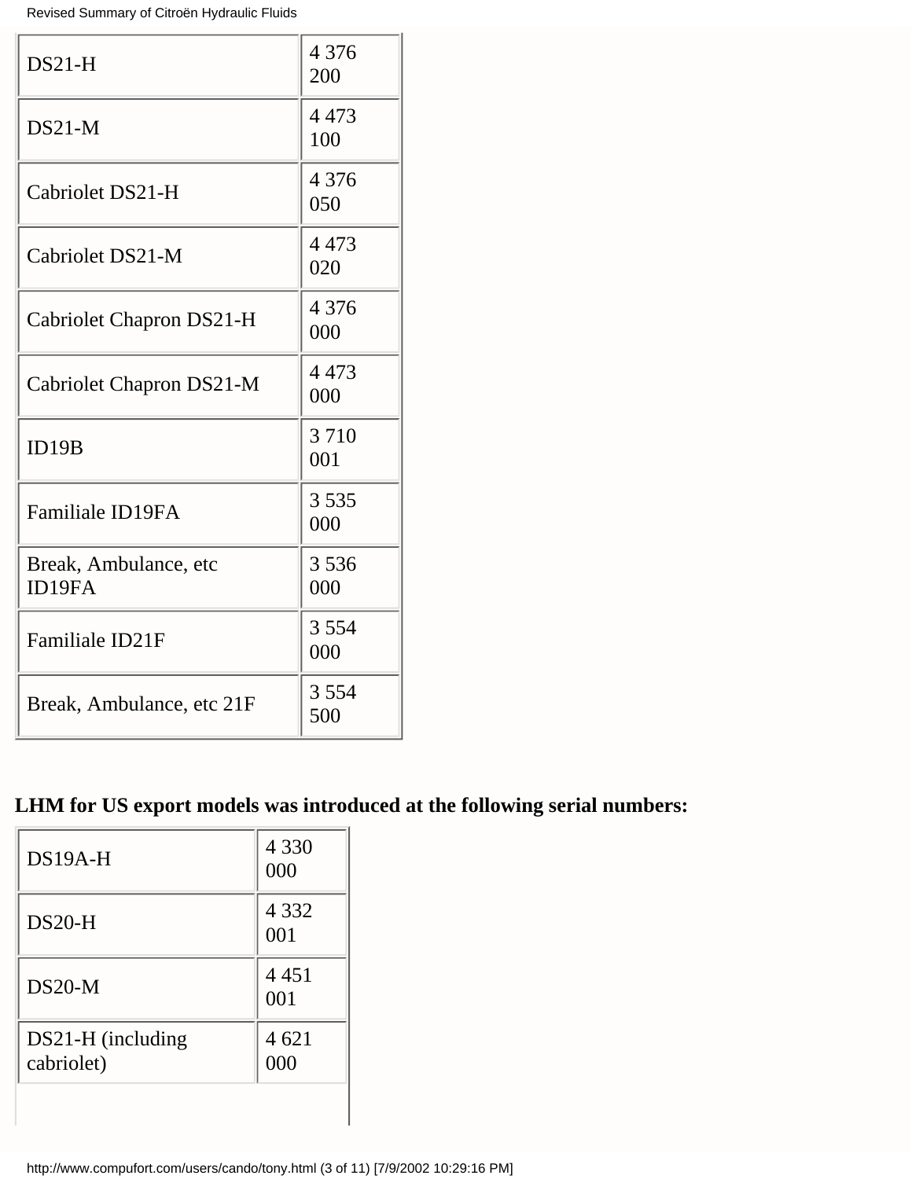| | |
|---|---|
| DS21-H | 4 376 200 |
| DS21-M | 4 473 100 |
| Cabriolet DS21-H | 4 376 050 |
| Cabriolet DS21-M | 4 473 020 |
| Cabriolet Chapron DS21-H | 4 376 000 |
| Cabriolet Chapron DS21-M | 4 473 000 |
| ID19B | 3 710 001 |
| Familiale ID19FA | 3 535 000 |
| Break, Ambulance, etc ID19FA | 3 536 000 |
| Familiale ID21F | 3 554 000 |
| Break, Ambulance, etc 21F | 3 554 500 |

**LHM for US export models was introduced at the following serial numbers:**

| | |
|---|---|
| DS19A-H | 4 330 000 |
| DS20-H | 4 332 001 |
| DS20-M | 4 451 001 |
| DS21-H (including cabriolet) | 4 621 000 |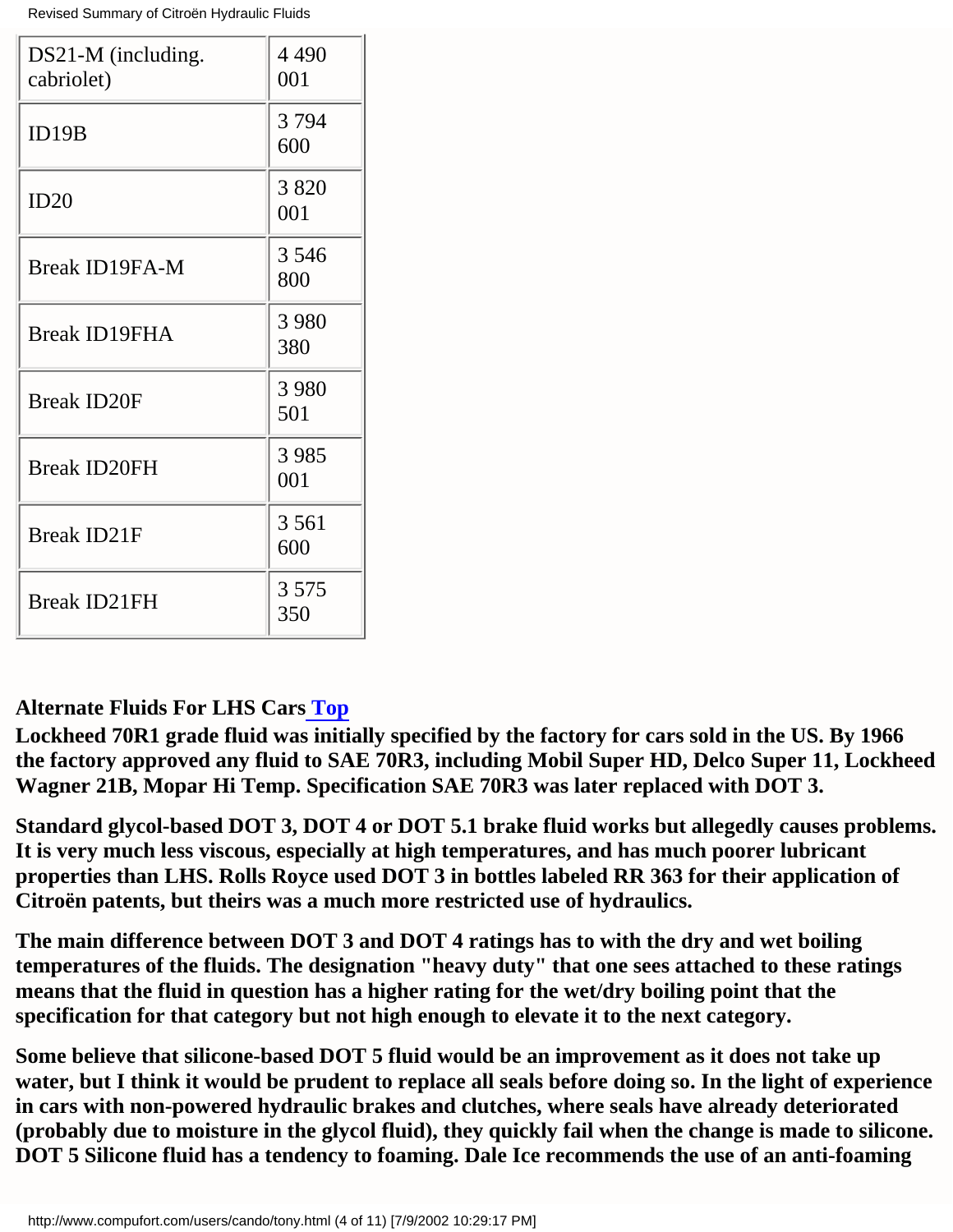| | |
|---|---|
| DS21-M (including. cabriolet) | 4 490 001 |
| ID19B | 3 794 600 |
| ID20 | 3 820 001 |
| Break ID19FA-M | 3 546 800 |
| Break ID19FHA | 3 980 380 |
| Break ID20F | 3 980 501 |
| Break ID20FH | 3 985 001 |
| Break ID21F | 3 561 600 |
| Break ID21FH | 3 575 350 |

**Alternate Fluids For LHS Cars Top**

**Lockheed 70R1 grade fluid was initially specified by the factory for cars sold in the US. By 1966 the factory approved any fluid to SAE 70R3, including Mobil Super HD, Delco Super 11, Lockheed Wagner 21B, Mopar Hi Temp. Specification SAE 70R3 was later replaced with DOT 3.**

**Standard glycol-based DOT 3, DOT 4 or DOT 5.1 brake fluid works but allegedly causes problems. It is very much less viscous, especially at high temperatures, and has much poorer lubricant properties than LHS. Rolls Royce used DOT 3 in bottles labeled RR 363 for their application of Citroën patents, but theirs was a much more restricted use of hydraulics.**

**The main difference between DOT 3 and DOT 4 ratings has to with the dry and wet boiling temperatures of the fluids. The designation "heavy duty" that one sees attached to these ratings means that the fluid in question has a higher rating for the wet/dry boiling point that the specification for that category but not high enough to elevate it to the next category.**

**Some believe that silicone-based DOT 5 fluid would be an improvement as it does not take up water, but I think it would be prudent to replace all seals before doing so. In the light of experience in cars with non-powered hydraulic brakes and clutches, where seals have already deteriorated (probably due to moisture in the glycol fluid), they quickly fail when the change is made to silicone. DOT 5 Silicone fluid has a tendency to foaming. Dale Ice recommends the use of an anti-foaming**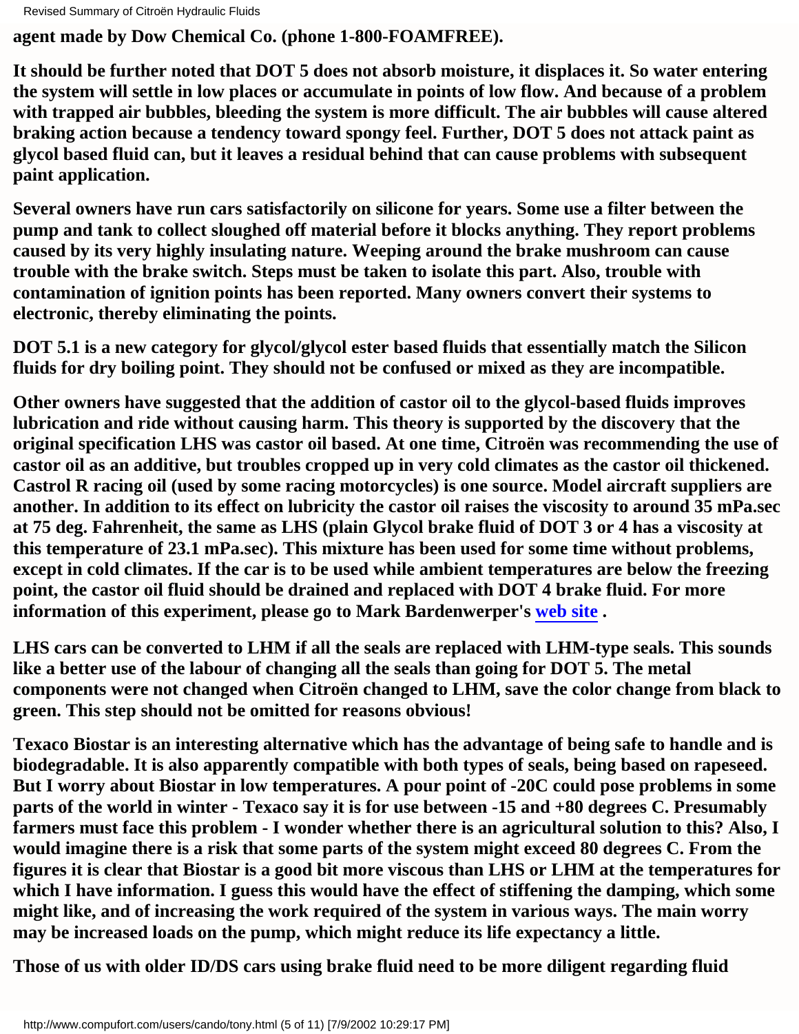**agent made by Dow Chemical Co. (phone 1-800-FOAMFREE).**

**It should be further noted that DOT 5 does not absorb moisture, it displaces it. So water entering the system will settle in low places or accumulate in points of low flow. And because of a problem with trapped air bubbles, bleeding the system is more difficult. The air bubbles will cause altered braking action because a tendency toward spongy feel. Further, DOT 5 does not attack paint as glycol based fluid can, but it leaves a residual behind that can cause problems with subsequent paint application.**

**Several owners have run cars satisfactorily on silicone for years. Some use a filter between the pump and tank to collect sloughed off material before it blocks anything. They report problems caused by its very highly insulating nature. Weeping around the brake mushroom can cause trouble with the brake switch. Steps must be taken to isolate this part. Also, trouble with contamination of ignition points has been reported. Many owners convert their systems to electronic, thereby eliminating the points.**

**DOT 5.1 is a new category for glycol/glycol ester based fluids that essentially match the Silicon fluids for dry boiling point. They should not be confused or mixed as they are incompatible.**

**Other owners have suggested that the addition of castor oil to the glycol-based fluids improves lubrication and ride without causing harm. This theory is supported by the discovery that the original specification LHS was castor oil based. At one time, Citroën was recommending the use of castor oil as an additive, but troubles cropped up in very cold climates as the castor oil thickened. Castrol R racing oil (used by some racing motorcycles) is one source. Model aircraft suppliers are another. In addition to its effect on lubricity the castor oil raises the viscosity to around 35 mPa.sec at 75 deg. Fahrenheit, the same as LHS (plain Glycol brake fluid of DOT 3 or 4 has a viscosity at this temperature of 23.1 mPa.sec). This mixture has been used for some time without problems, except in cold climates. If the car is to be used while ambient temperatures are below the freezing point, the castor oil fluid should be drained and replaced with DOT 4 brake fluid. For more information of this experiment, please go to Mark Bardenwerper's web site .**

**LHS cars can be converted to LHM if all the seals are replaced with LHM-type seals. This sounds like a better use of the labour of changing all the seals than going for DOT 5. The metal components were not changed when Citroën changed to LHM, save the color change from black to green. This step should not be omitted for reasons obvious!**

**Texaco Biostar is an interesting alternative which has the advantage of being safe to handle and is biodegradable. It is also apparently compatible with both types of seals, being based on rapeseed. But I worry about Biostar in low temperatures. A pour point of -20C could pose problems in some parts of the world in winter - Texaco say it is for use between -15 and +80 degrees C. Presumably farmers must face this problem - I wonder whether there is an agricultural solution to this? Also, I would imagine there is a risk that some parts of the system might exceed 80 degrees C. From the figures it is clear that Biostar is a good bit more viscous than LHS or LHM at the temperatures for which I have information. I guess this would have the effect of stiffening the damping, which some might like, and of increasing the work required of the system in various ways. The main worry may be increased loads on the pump, which might reduce its life expectancy a little.**

**Those of us with older ID/DS cars using brake fluid need to be more diligent regarding fluid**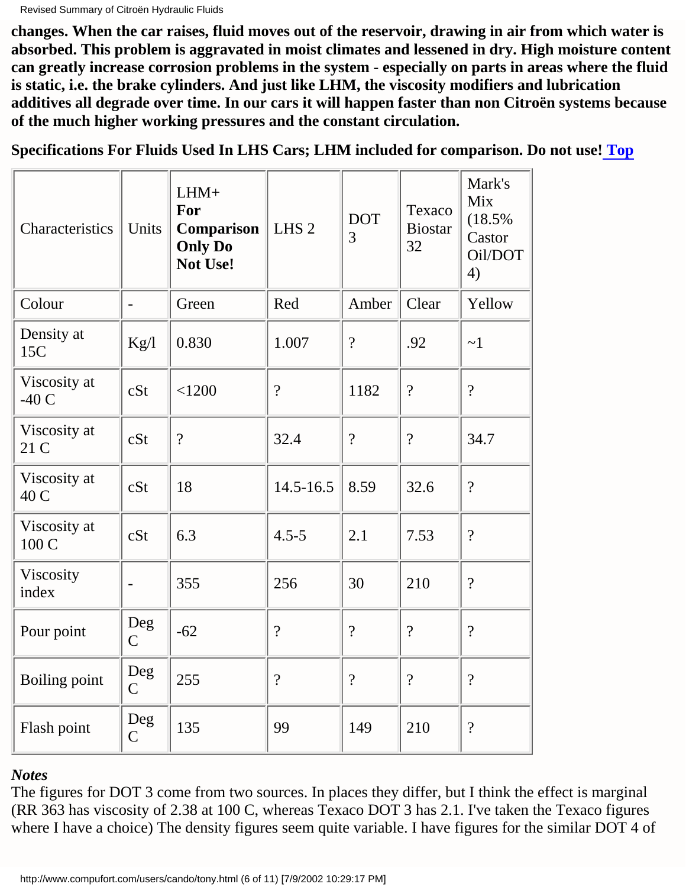**changes. When the car raises, fluid moves out of the reservoir, drawing in air from which water is absorbed. This problem is aggravated in moist climates and lessened in dry. High moisture content can greatly increase corrosion problems in the system - especially on parts in areas where the fluid is static, i.e. the brake cylinders. And just like LHM, the viscosity modifiers and lubrication additives all degrade over time. In our cars it will happen faster than non Citroën systems because of the much higher working pressures and the constant circulation.**

**Specifications For Fluids Used In LHS Cars; LHM included for comparison. Do not use! Top**

| Characteristics | Units | LHM+ **For Comparison Only Do Not Use!** | LHS 2 | DOT 3 | Texaco Biostar 32 | Mark's Mix (18.5% Castor Oil/DOT 4) |
|---|---|---|---|---|---|---|
| Colour | - | Green | Red | Amber | Clear | Yellow |
| Density at 15C | Kg/l | 0.830 | 1.007 | ? | .92 | ~1 |
| Viscosity at -40 C | cSt | <1200 | ? | 1182 | ? | ? |
| Viscosity at 21 C | cSt | ? | 32.4 | ? | ? | 34.7 |
| Viscosity at 40 C | cSt | 18 | 14.5-16.5 | 8.59 | 32.6 | ? |
| Viscosity at 100 C | cSt | 6.3 | 4.5-5 | 2.1 | 7.53 | ? |
| Viscosity index | - | 355 | 256 | 30 | 210 | ? |
| Pour point | Deg C | -62 | ? | ? | ? | ? |
| Boiling point | Deg C | 255 | ? | ? | ? | ? |
| Flash point | Deg C | 135 | 99 | 149 | 210 | ? |

***Notes***

The figures for DOT 3 come from two sources. In places they differ, but I think the effect is marginal (RR 363 has viscosity of 2.38 at 100 C, whereas Texaco DOT 3 has 2.1. I've taken the Texaco figures where I have a choice) The density figures seem quite variable. I have figures for the similar DOT 4 of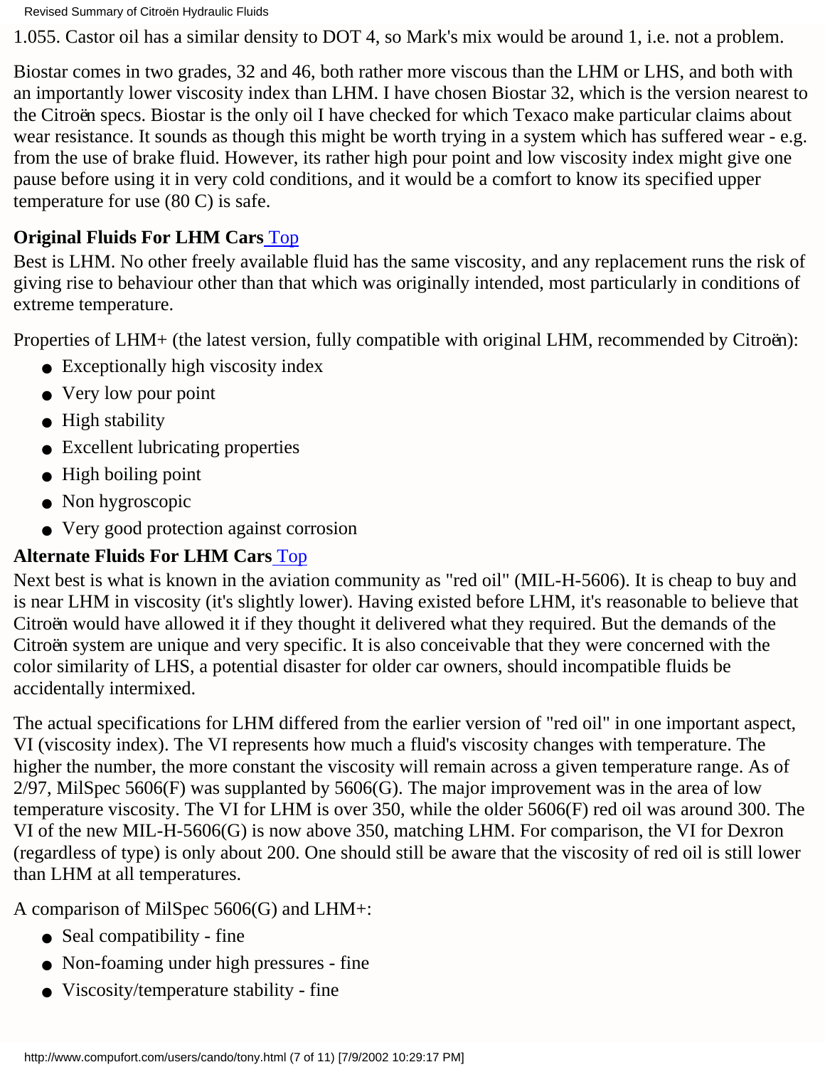1.055. Castor oil has a similar density to DOT 4, so Mark's mix would be around 1, i.e. not a problem.

Biostar comes in two grades, 32 and 46, both rather more viscous than the LHM or LHS, and both with an importantly lower viscosity index than LHM. I have chosen Biostar 32, which is the version nearest to the Citroën specs. Biostar is the only oil I have checked for which Texaco make particular claims about wear resistance. It sounds as though this might be worth trying in a system which has suffered wear - e.g. from the use of brake fluid. However, its rather high pour point and low viscosity index might give one pause before using it in very cold conditions, and it would be a comfort to know its specified upper temperature for use (80 C) is safe.

### Original Fluids For LHM Cars [Top]

Best is LHM. No other freely available fluid has the same viscosity, and any replacement runs the risk of giving rise to behaviour other than that which was originally intended, most particularly in conditions of extreme temperature.

Properties of LHM+ (the latest version, fully compatible with original LHM, recommended by Citroën):

- Exceptionally high viscosity index
- Very low pour point
- High stability
- Excellent lubricating properties
- High boiling point
- Non hygroscopic
- Very good protection against corrosion

### Alternate Fluids For LHM Cars [Top]

Next best is what is known in the aviation community as "red oil" (MIL-H-5606). It is cheap to buy and is near LHM in viscosity (it's slightly lower). Having existed before LHM, it's reasonable to believe that Citroën would have allowed it if they thought it delivered what they required. But the demands of the Citroën system are unique and very specific. It is also conceivable that they were concerned with the color similarity of LHS, a potential disaster for older car owners, should incompatible fluids be accidentally intermixed.

The actual specifications for LHM differed from the earlier version of "red oil" in one important aspect, VI (viscosity index). The VI represents how much a fluid's viscosity changes with temperature. The higher the number, the more constant the viscosity will remain across a given temperature range. As of 2/97, MilSpec 5606(F) was supplanted by 5606(G). The major improvement was in the area of low temperature viscosity. The VI for LHM is over 350, while the older 5606(F) red oil was around 300. The VI of the new MIL-H-5606(G) is now above 350, matching LHM. For comparison, the VI for Dexron (regardless of type) is only about 200. One should still be aware that the viscosity of red oil is still lower than LHM at all temperatures.

A comparison of MilSpec 5606(G) and LHM+:

- Seal compatibility - fine
- Non-foaming under high pressures - fine
- Viscosity/temperature stability - fine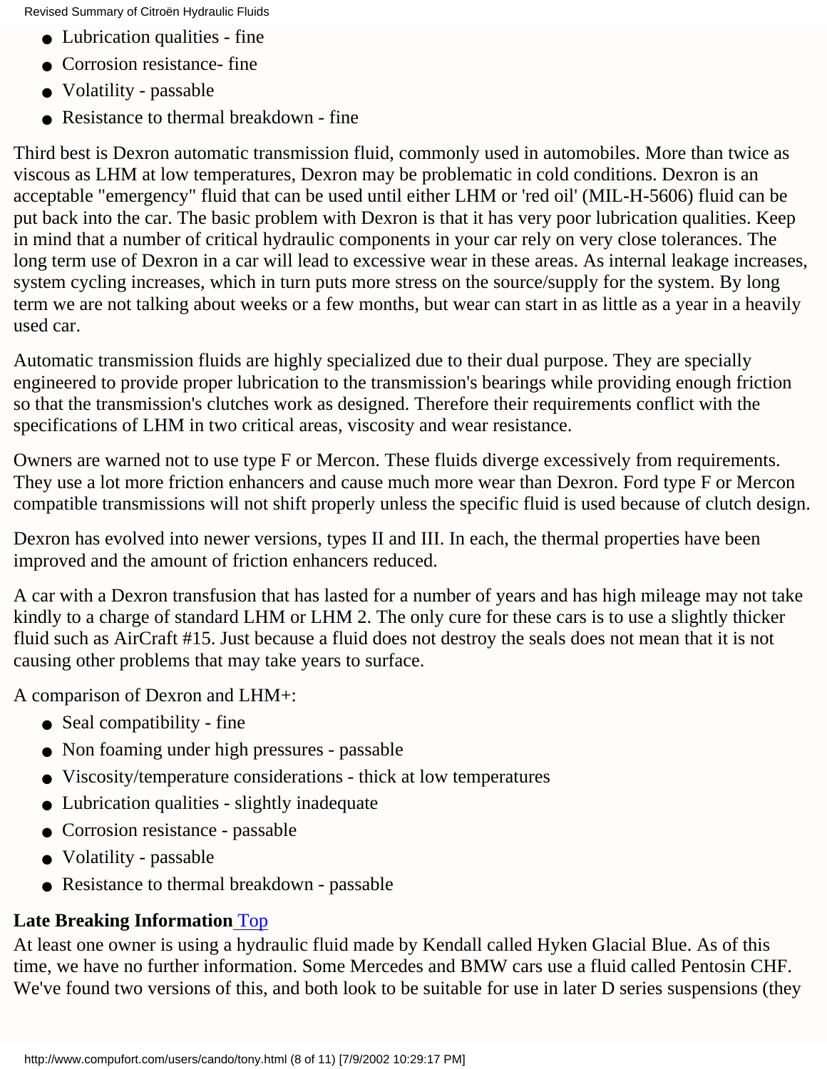- Lubrication qualities - fine
- Corrosion resistance- fine
- Volatility - passable
- Resistance to thermal breakdown - fine

Third best is Dexron automatic transmission fluid, commonly used in automobiles. More than twice as viscous as LHM at low temperatures, Dexron may be problematic in cold conditions. Dexron is an acceptable "emergency" fluid that can be used until either LHM or 'red oil' (MIL-H-5606) fluid can be put back into the car. The basic problem with Dexron is that it has very poor lubrication qualities. Keep in mind that a number of critical hydraulic components in your car rely on very close tolerances. The long term use of Dexron in a car will lead to excessive wear in these areas. As internal leakage increases, system cycling increases, which in turn puts more stress on the source/supply for the system. By long term we are not talking about weeks or a few months, but wear can start in as little as a year in a heavily used car.

Automatic transmission fluids are highly specialized due to their dual purpose. They are specially engineered to provide proper lubrication to the transmission's bearings while providing enough friction so that the transmission's clutches work as designed. Therefore their requirements conflict with the specifications of LHM in two critical areas, viscosity and wear resistance.

Owners are warned not to use type F or Mercon. These fluids diverge excessively from requirements. They use a lot more friction enhancers and cause much more wear than Dexron. Ford type F or Mercon compatible transmissions will not shift properly unless the specific fluid is used because of clutch design.

Dexron has evolved into newer versions, types II and III. In each, the thermal properties have been improved and the amount of friction enhancers reduced.

A car with a Dexron transfusion that has lasted for a number of years and has high mileage may not take kindly to a charge of standard LHM or LHM 2. The only cure for these cars is to use a slightly thicker fluid such as AirCraft #15. Just because a fluid does not destroy the seals does not mean that it is not causing other problems that may take years to surface.

A comparison of Dexron and LHM+:

- Seal compatibility - fine
- Non foaming under high pressures - passable
- Viscosity/temperature considerations - thick at low temperatures
- Lubrication qualities - slightly inadequate
- Corrosion resistance - passable
- Volatility - passable
- Resistance to thermal breakdown - passable

**Late Breaking Information** Top

At least one owner is using a hydraulic fluid made by Kendall called Hyken Glacial Blue. As of this time, we have no further information. Some Mercedes and BMW cars use a fluid called Pentosin CHF. We've found two versions of this, and both look to be suitable for use in later D series suspensions (they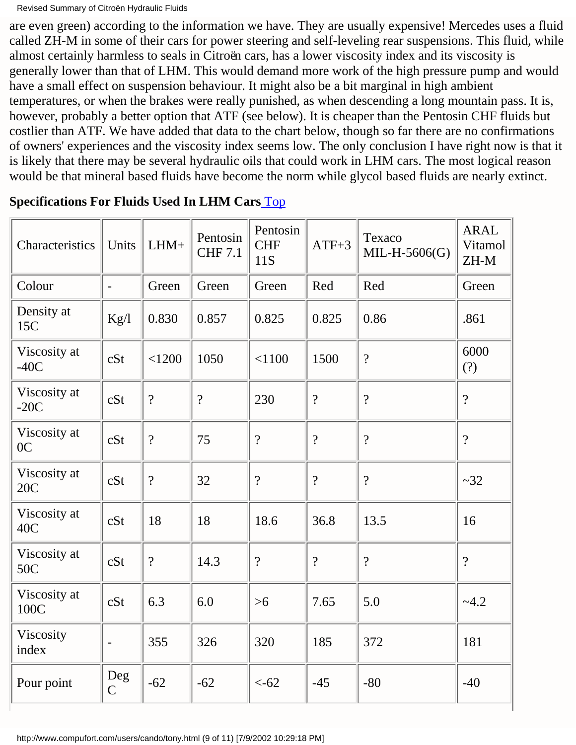are even green) according to the information we have. They are usually expensive! Mercedes uses a fluid called ZH-M in some of their cars for power steering and self-leveling rear suspensions. This fluid, while almost certainly harmless to seals in Citroën cars, has a lower viscosity index and its viscosity is generally lower than that of LHM. This would demand more work of the high pressure pump and would have a small effect on suspension behaviour. It might also be a bit marginal in high ambient temperatures, or when the brakes were really punished, as when descending a long mountain pass. It is, however, probably a better option that ATF (see below). It is cheaper than the Pentosin CHF fluids but costlier than ATF. We have added that data to the chart below, though so far there are no confirmations of owners' experiences and the viscosity index seems low. The only conclusion I have right now is that it is likely that there may be several hydraulic oils that could work in LHM cars. The most logical reason would be that mineral based fluids have become the norm while glycol based fluids are nearly extinct.

**Specifications For Fluids Used In LHM Cars** Top

| Characteristics | Units | LHM+ | Pentosin CHF 7.1 | Pentosin CHF 11S | ATF+3 | Texaco MIL-H-5606(G) | ARAL Vitamol ZH-M |
|---|---|---|---|---|---|---|---|
| Colour | - | Green | Green | Green | Red | Red | Green |
| Density at 15C | Kg/l | 0.830 | 0.857 | 0.825 | 0.825 | 0.86 | .861 |
| Viscosity at -40C | cSt | <1200 | 1050 | <1100 | 1500 | ? | 6000 (?) |
| Viscosity at -20C | cSt | ? | ? | 230 | ? | ? | ? |
| Viscosity at 0C | cSt | ? | 75 | ? | ? | ? | ? |
| Viscosity at 20C | cSt | ? | 32 | ? | ? | ? | ~32 |
| Viscosity at 40C | cSt | 18 | 18 | 18.6 | 36.8 | 13.5 | 16 |
| Viscosity at 50C | cSt | ? | 14.3 | ? | ? | ? | ? |
| Viscosity at 100C | cSt | 6.3 | 6.0 | >6 | 7.65 | 5.0 | ~4.2 |
| Viscosity index | - | 355 | 326 | 320 | 185 | 372 | 181 |
| Pour point | Deg C | -62 | -62 | <-62 | -45 | -80 | -40 |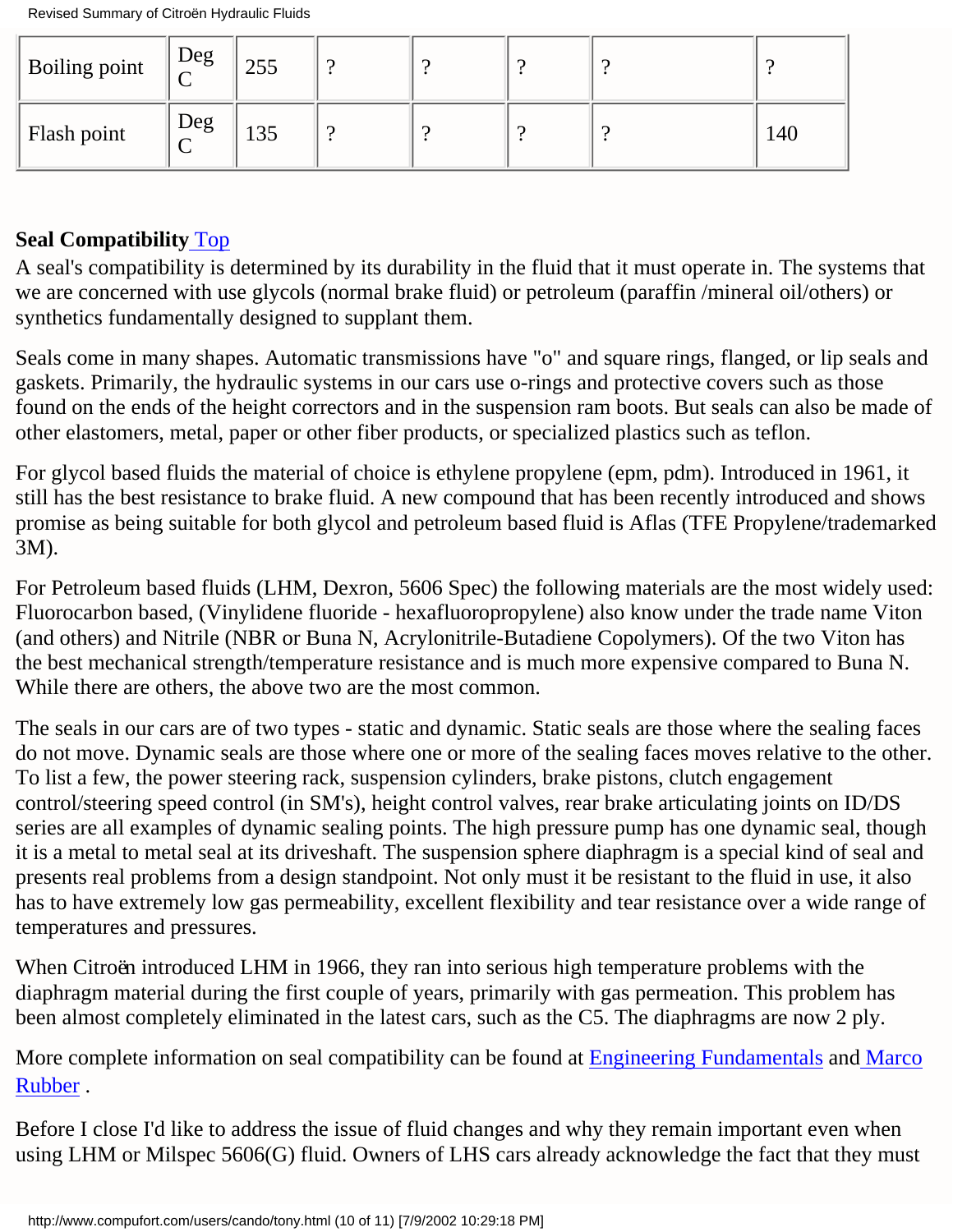| Boiling point | Deg C | 255 | ? | ? | ? | ? | ? |
|---|---|---|---|---|---|---|---|
| Flash point | Deg C | 135 | ? | ? | ? | ? | 140 |

**Seal Compatibility** Top

A seal's compatibility is determined by its durability in the fluid that it must operate in. The systems that we are concerned with use glycols (normal brake fluid) or petroleum (paraffin /mineral oil/others) or synthetics fundamentally designed to supplant them.

Seals come in many shapes. Automatic transmissions have "o" and square rings, flanged, or lip seals and gaskets. Primarily, the hydraulic systems in our cars use o-rings and protective covers such as those found on the ends of the height correctors and in the suspension ram boots. But seals can also be made of other elastomers, metal, paper or other fiber products, or specialized plastics such as teflon.

For glycol based fluids the material of choice is ethylene propylene (epm, pdm). Introduced in 1961, it still has the best resistance to brake fluid. A new compound that has been recently introduced and shows promise as being suitable for both glycol and petroleum based fluid is Aflas (TFE Propylene/trademarked 3M).

For Petroleum based fluids (LHM, Dexron, 5606 Spec) the following materials are the most widely used: Fluorocarbon based, (Vinylidene fluoride - hexafluoropropylene) also know under the trade name Viton (and others) and Nitrile (NBR or Buna N, Acrylonitrile-Butadiene Copolymers). Of the two Viton has the best mechanical strength/temperature resistance and is much more expensive compared to Buna N. While there are others, the above two are the most common.

The seals in our cars are of two types - static and dynamic. Static seals are those where the sealing faces do not move. Dynamic seals are those where one or more of the sealing faces moves relative to the other. To list a few, the power steering rack, suspension cylinders, brake pistons, clutch engagement control/steering speed control (in SM's), height control valves, rear brake articulating joints on ID/DS series are all examples of dynamic sealing points. The high pressure pump has one dynamic seal, though it is a metal to metal seal at its driveshaft. The suspension sphere diaphragm is a special kind of seal and presents real problems from a design standpoint. Not only must it be resistant to the fluid in use, it also has to have extremely low gas permeability, excellent flexibility and tear resistance over a wide range of temperatures and pressures.

When Citroën introduced LHM in 1966, they ran into serious high temperature problems with the diaphragm material during the first couple of years, primarily with gas permeation. This problem has been almost completely eliminated in the latest cars, such as the C5. The diaphragms are now 2 ply.

More complete information on seal compatibility can be found at Engineering Fundamentals and Marco Rubber .

Before I close I'd like to address the issue of fluid changes and why they remain important even when using LHM or Milspec 5606(G) fluid. Owners of LHS cars already acknowledge the fact that they must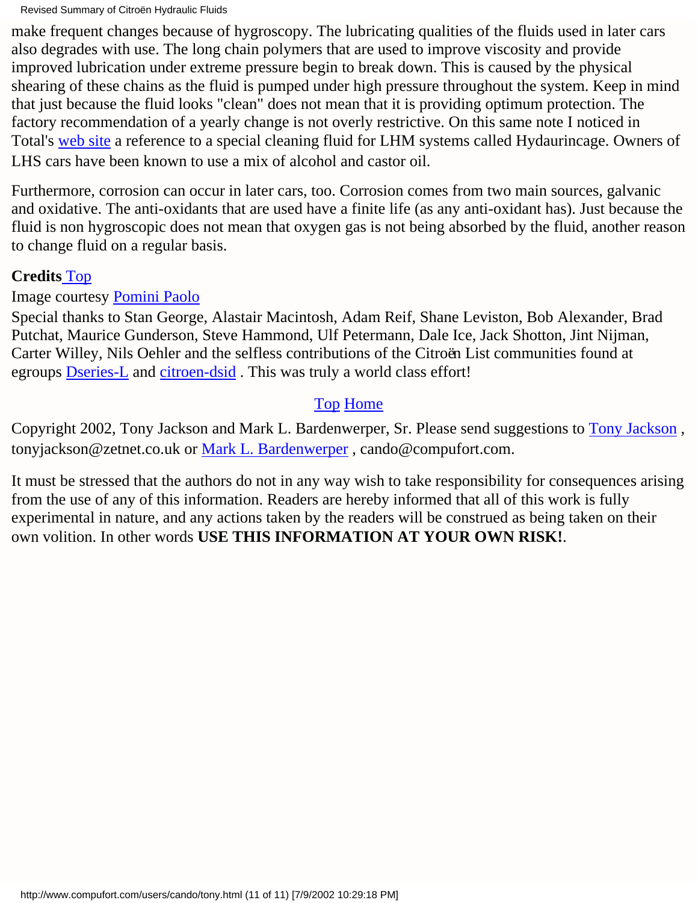make frequent changes because of hygroscopy. The lubricating qualities of the fluids used in later cars also degrades with use. The long chain polymers that are used to improve viscosity and provide improved lubrication under extreme pressure begin to break down. This is caused by the physical shearing of these chains as the fluid is pumped under high pressure throughout the system. Keep in mind that just because the fluid looks "clean" does not mean that it is providing optimum protection. The factory recommendation of a yearly change is not overly restrictive. On this same note I noticed in Total's web site a reference to a special cleaning fluid for LHM systems called Hydaurincage. Owners of LHS cars have been known to use a mix of alcohol and castor oil.

Furthermore, corrosion can occur in later cars, too. Corrosion comes from two main sources, galvanic and oxidative. The anti-oxidants that are used have a finite life (as any anti-oxidant has). Just because the fluid is non hygroscopic does not mean that oxygen gas is not being absorbed by the fluid, another reason to change fluid on a regular basis.

**Credits** Top

Image courtesy Pomini Paolo

Special thanks to Stan George, Alastair Macintosh, Adam Reif, Shane Leviston, Bob Alexander, Brad Putchat, Maurice Gunderson, Steve Hammond, Ulf Petermann, Dale Ice, Jack Shotton, Jint Nijman, Carter Willey, Nils Oehler and the selfless contributions of the Citroën List communities found at egroups Dseries-L and citroen-dsid . This was truly a world class effort!

Top Home

Copyright 2002, Tony Jackson and Mark L. Bardenwerper, Sr. Please send suggestions to Tony Jackson , tonyjackson@zetnet.co.uk or Mark L. Bardenwerper , cando@compufort.com.

It must be stressed that the authors do not in any way wish to take responsibility for consequences arising from the use of any of this information. Readers are hereby informed that all of this work is fully experimental in nature, and any actions taken by the readers will be construed as being taken on their own volition. In other words **USE THIS INFORMATION AT YOUR OWN RISK!**.